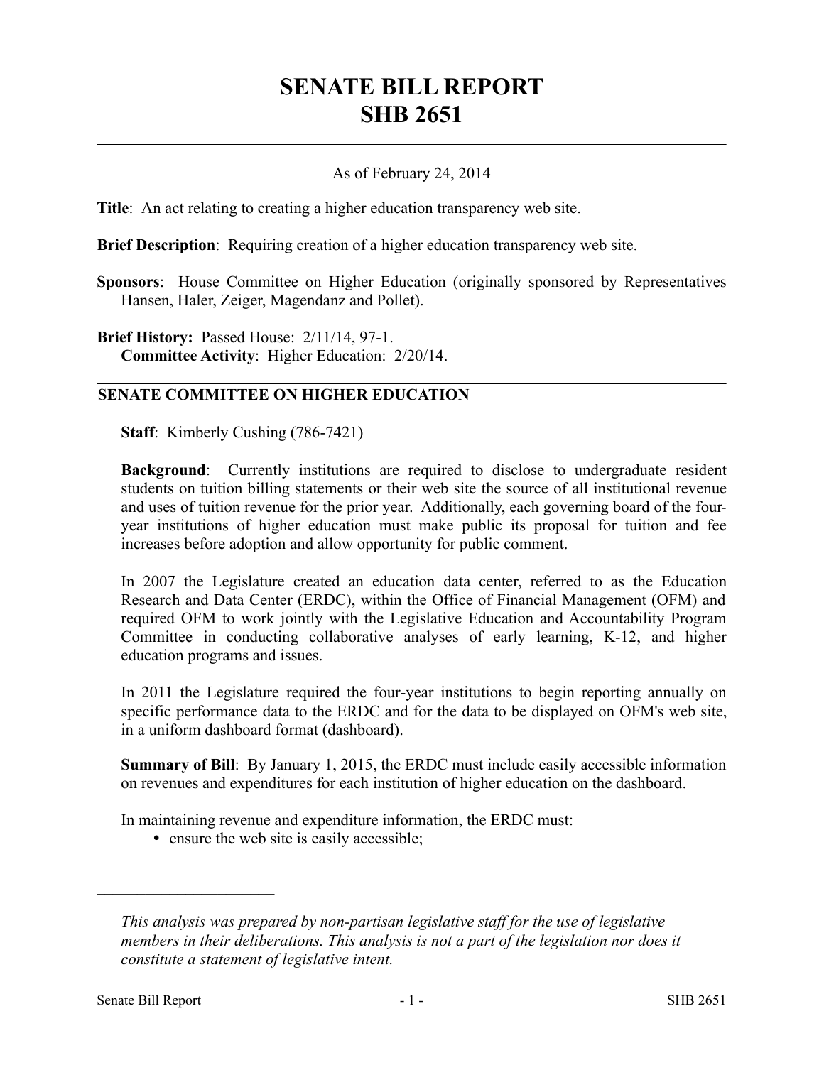# SENATE BILL REPORT
# SHB 2651

As of February 24, 2014

**Title**: An act relating to creating a higher education transparency web site.

**Brief Description**: Requiring creation of a higher education transparency web site.

**Sponsors**: House Committee on Higher Education (originally sponsored by Representatives Hansen, Haler, Zeiger, Magendanz and Pollet).

**Brief History:** Passed House: 2/11/14, 97-1.
**Committee Activity**: Higher Education: 2/20/14.

## SENATE COMMITTEE ON HIGHER EDUCATION

**Staff**: Kimberly Cushing (786-7421)

**Background**: Currently institutions are required to disclose to undergraduate resident students on tuition billing statements or their web site the source of all institutional revenue and uses of tuition revenue for the prior year. Additionally, each governing board of the four-year institutions of higher education must make public its proposal for tuition and fee increases before adoption and allow opportunity for public comment.

In 2007 the Legislature created an education data center, referred to as the Education Research and Data Center (ERDC), within the Office of Financial Management (OFM) and required OFM to work jointly with the Legislative Education and Accountability Program Committee in conducting collaborative analyses of early learning, K-12, and higher education programs and issues.

In 2011 the Legislature required the four-year institutions to begin reporting annually on specific performance data to the ERDC and for the data to be displayed on OFM's web site, in a uniform dashboard format (dashboard).

**Summary of Bill**: By January 1, 2015, the ERDC must include easily accessible information on revenues and expenditures for each institution of higher education on the dashboard.

In maintaining revenue and expenditure information, the ERDC must:

- ensure the web site is easily accessible;

---

*This analysis was prepared by non-partisan legislative staff for the use of legislative members in their deliberations. This analysis is not a part of the legislation nor does it constitute a statement of legislative intent.*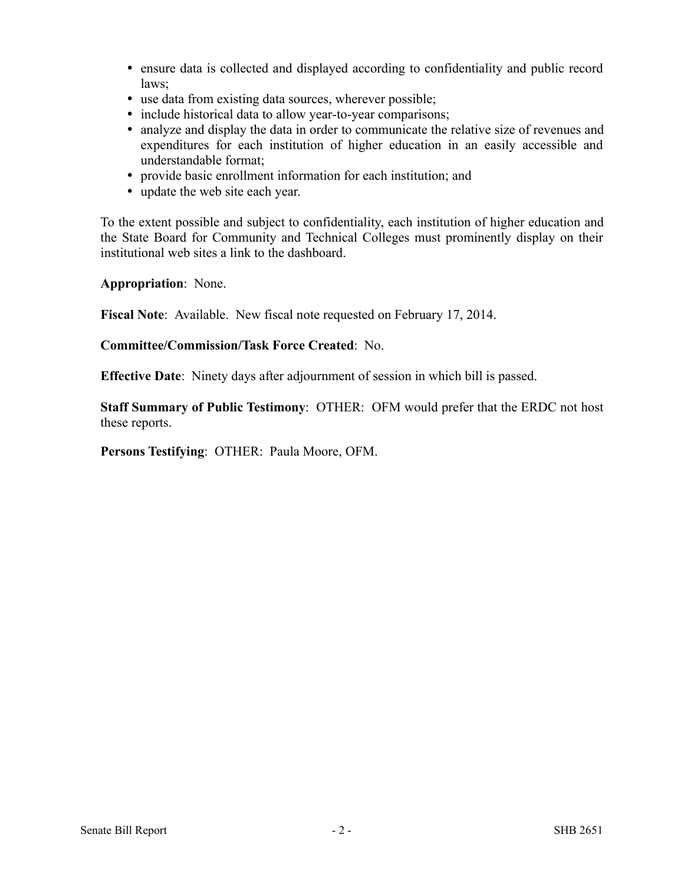- ensure data is collected and displayed according to confidentiality and public record laws;
- use data from existing data sources, wherever possible;
- include historical data to allow year-to-year comparisons;
- analyze and display the data in order to communicate the relative size of revenues and expenditures for each institution of higher education in an easily accessible and understandable format;
- provide basic enrollment information for each institution; and
- update the web site each year.

To the extent possible and subject to confidentiality, each institution of higher education and the State Board for Community and Technical Colleges must prominently display on their institutional web sites a link to the dashboard.

**Appropriation**: None.

**Fiscal Note**: Available. New fiscal note requested on February 17, 2014.

**Committee/Commission/Task Force Created**: No.

**Effective Date**: Ninety days after adjournment of session in which bill is passed.

**Staff Summary of Public Testimony**: OTHER: OFM would prefer that the ERDC not host these reports.

**Persons Testifying**: OTHER: Paula Moore, OFM.